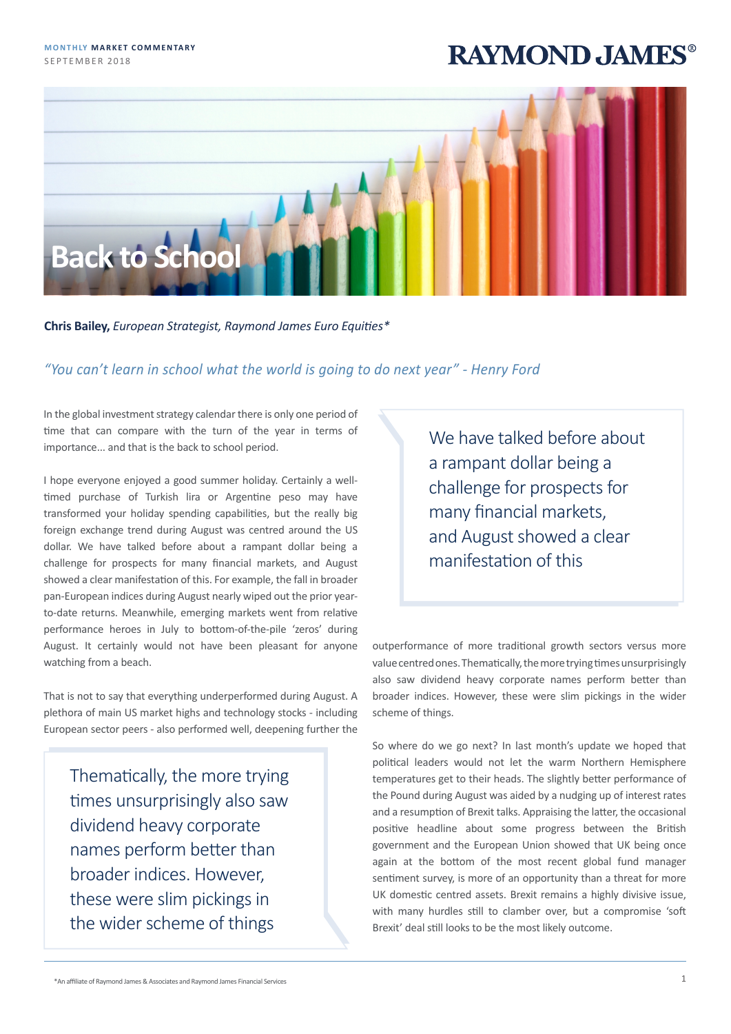MONTHLY MARKET COMMENTARY
SEPTEMBER 2018

# Back to School

**Chris Bailey,** *European Strategist, Raymond James Euro Equities**

*"You can't learn in school what the world is going to do next year" - Henry Ford*

In the global investment strategy calendar there is only one period of time that can compare with the turn of the year in terms of importance... and that is the back to school period.

I hope everyone enjoyed a good summer holiday. Certainly a well-timed purchase of Turkish lira or Argentine peso may have transformed your holiday spending capabilities, but the really big foreign exchange trend during August was centred around the US dollar. We have talked before about a rampant dollar being a challenge for prospects for many financial markets, and August showed a clear manifestation of this. For example, the fall in broader pan-European indices during August nearly wiped out the prior year-to-date returns. Meanwhile, emerging markets went from relative performance heroes in July to bottom-of-the-pile 'zeros' during August. It certainly would not have been pleasant for anyone watching from a beach.

> We have talked before about a rampant dollar being a challenge for prospects for many financial markets, and August showed a clear manifestation of this

That is not to say that everything underperformed during August. A plethora of main US market highs and technology stocks - including European sector peers - also performed well, deepening further the outperformance of more traditional growth sectors versus more value centred ones. Thematically, the more trying times unsurprisingly also saw dividend heavy corporate names perform better than broader indices. However, these were slim pickings in the wider scheme of things.

> Thematically, the more trying times unsurprisingly also saw dividend heavy corporate names perform better than broader indices. However, these were slim pickings in the wider scheme of things

So where do we go next? In last month's update we hoped that political leaders would not let the warm Northern Hemisphere temperatures get to their heads. The slightly better performance of the Pound during August was aided by a nudging up of interest rates and a resumption of Brexit talks. Appraising the latter, the occasional positive headline about some progress between the British government and the European Union showed that UK being once again at the bottom of the most recent global fund manager sentiment survey, is more of an opportunity than a threat for more UK domestic centred assets. Brexit remains a highly divisive issue, with many hurdles still to clamber over, but a compromise 'soft Brexit' deal still looks to be the most likely outcome.

*An affiliate of Raymond James & Associates and Raymond James Financial Services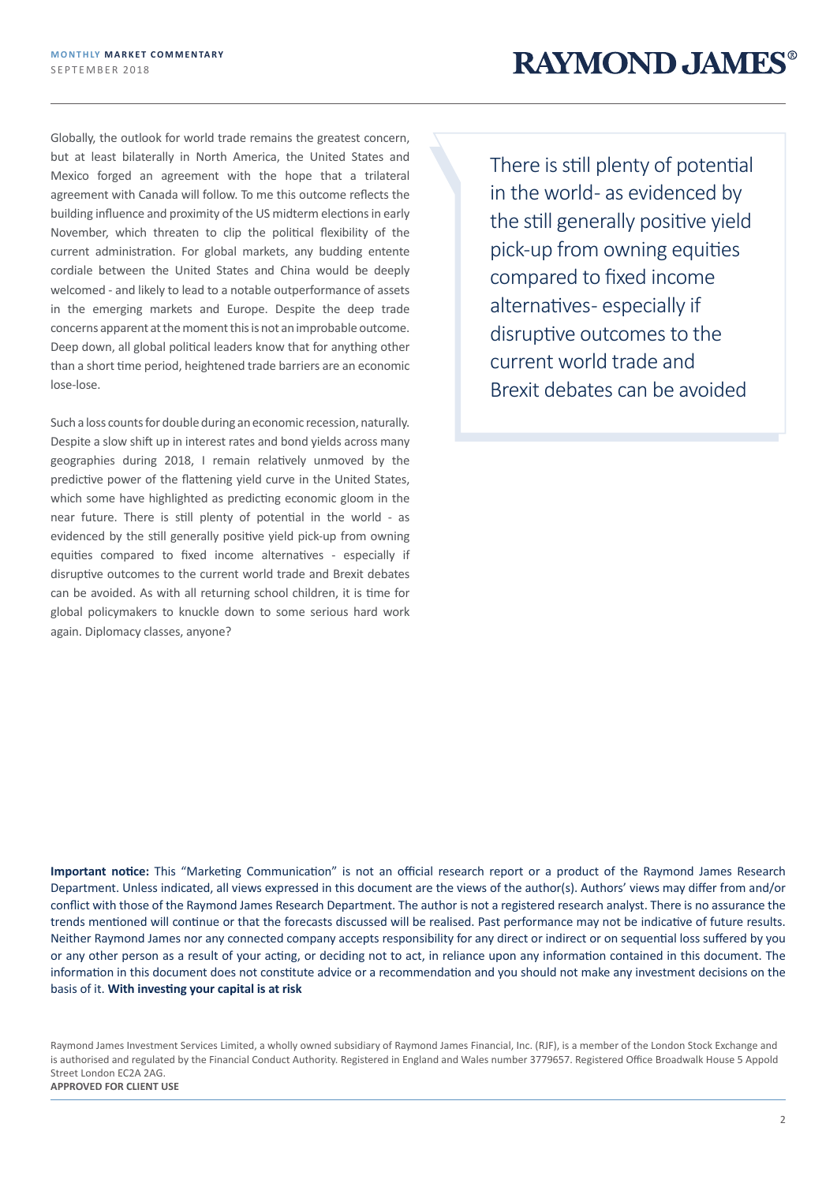Globally, the outlook for world trade remains the greatest concern, but at least bilaterally in North America, the United States and Mexico forged an agreement with the hope that a trilateral agreement with Canada will follow. To me this outcome reflects the building influence and proximity of the US midterm elections in early November, which threaten to clip the political flexibility of the current administration. For global markets, any budding entente cordiale between the United States and China would be deeply welcomed - and likely to lead to a notable outperformance of assets in the emerging markets and Europe. Despite the deep trade concerns apparent at the moment this is not an improbable outcome. Deep down, all global political leaders know that for anything other than a short time period, heightened trade barriers are an economic lose-lose.

Such a loss counts for double during an economic recession, naturally. Despite a slow shift up in interest rates and bond yields across many geographies during 2018, I remain relatively unmoved by the predictive power of the flattening yield curve in the United States, which some have highlighted as predicting economic gloom in the near future. There is still plenty of potential in the world - as evidenced by the still generally positive yield pick-up from owning equities compared to fixed income alternatives - especially if disruptive outcomes to the current world trade and Brexit debates can be avoided. As with all returning school children, it is time for global policymakers to knuckle down to some serious hard work again. Diplomacy classes, anyone?

> There is still plenty of potential in the world- as evidenced by the still generally positive yield pick-up from owning equities compared to fixed income alternatives- especially if disruptive outcomes to the current world trade and Brexit debates can be avoided

**Important notice:** This "Marketing Communication" is not an official research report or a product of the Raymond James Research Department. Unless indicated, all views expressed in this document are the views of the author(s). Authors' views may differ from and/or conflict with those of the Raymond James Research Department. The author is not a registered research analyst. There is no assurance the trends mentioned will continue or that the forecasts discussed will be realised. Past performance may not be indicative of future results. Neither Raymond James nor any connected company accepts responsibility for any direct or indirect or on sequential loss suffered by you or any other person as a result of your acting, or deciding not to act, in reliance upon any information contained in this document. The information in this document does not constitute advice or a recommendation and you should not make any investment decisions on the basis of it. **With investing your capital is at risk**

Raymond James Investment Services Limited, a wholly owned subsidiary of Raymond James Financial, Inc. (RJF), is a member of the London Stock Exchange and is authorised and regulated by the Financial Conduct Authority. Registered in England and Wales number 3779657. Registered Office Broadwalk House 5 Appold Street London EC2A 2AG.

**APPROVED FOR CLIENT USE**